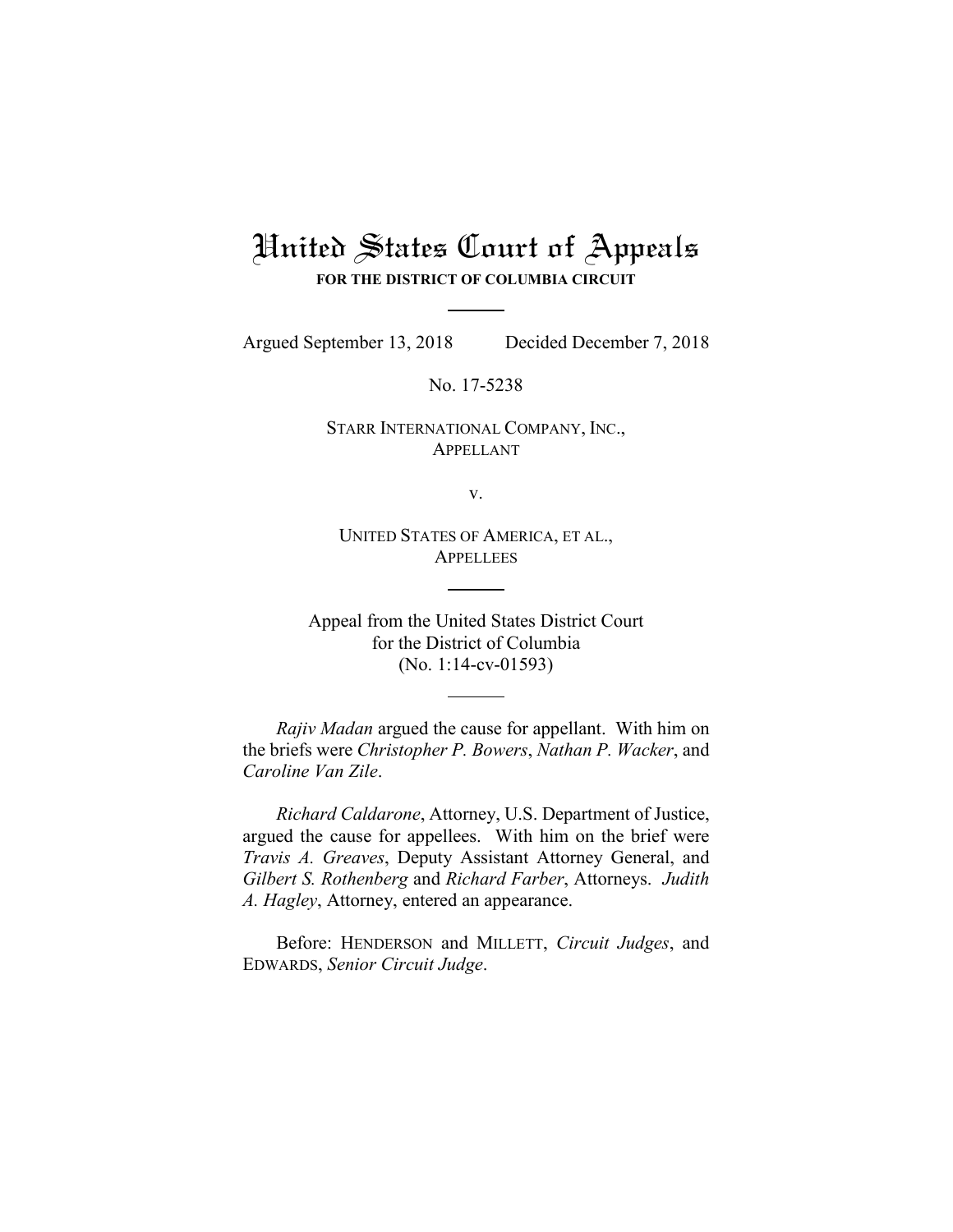# United States Court of Appeals

**FOR THE DISTRICT OF COLUMBIA CIRCUIT**

---

Argued September 13, 2018 Decided December 7, 2018

No. 17-5238

STARR INTERNATIONAL COMPANY, INC.,
APPELLANT

v.

UNITED STATES OF AMERICA, ET AL.,
APPELLEES

---

Appeal from the United States District Court
for the District of Columbia
(No. 1:14-cv-01593)

---

*Rajiv Madan* argued the cause for appellant. With him on the briefs were *Christopher P. Bowers*, *Nathan P. Wacker*, and *Caroline Van Zile*.

*Richard Caldarone*, Attorney, U.S. Department of Justice, argued the cause for appellees. With him on the brief were *Travis A. Greaves*, Deputy Assistant Attorney General, and *Gilbert S. Rothenberg* and *Richard Farber*, Attorneys. *Judith A. Hagley*, Attorney, entered an appearance.

Before: HENDERSON and MILLETT, *Circuit Judges*, and EDWARDS, *Senior Circuit Judge*.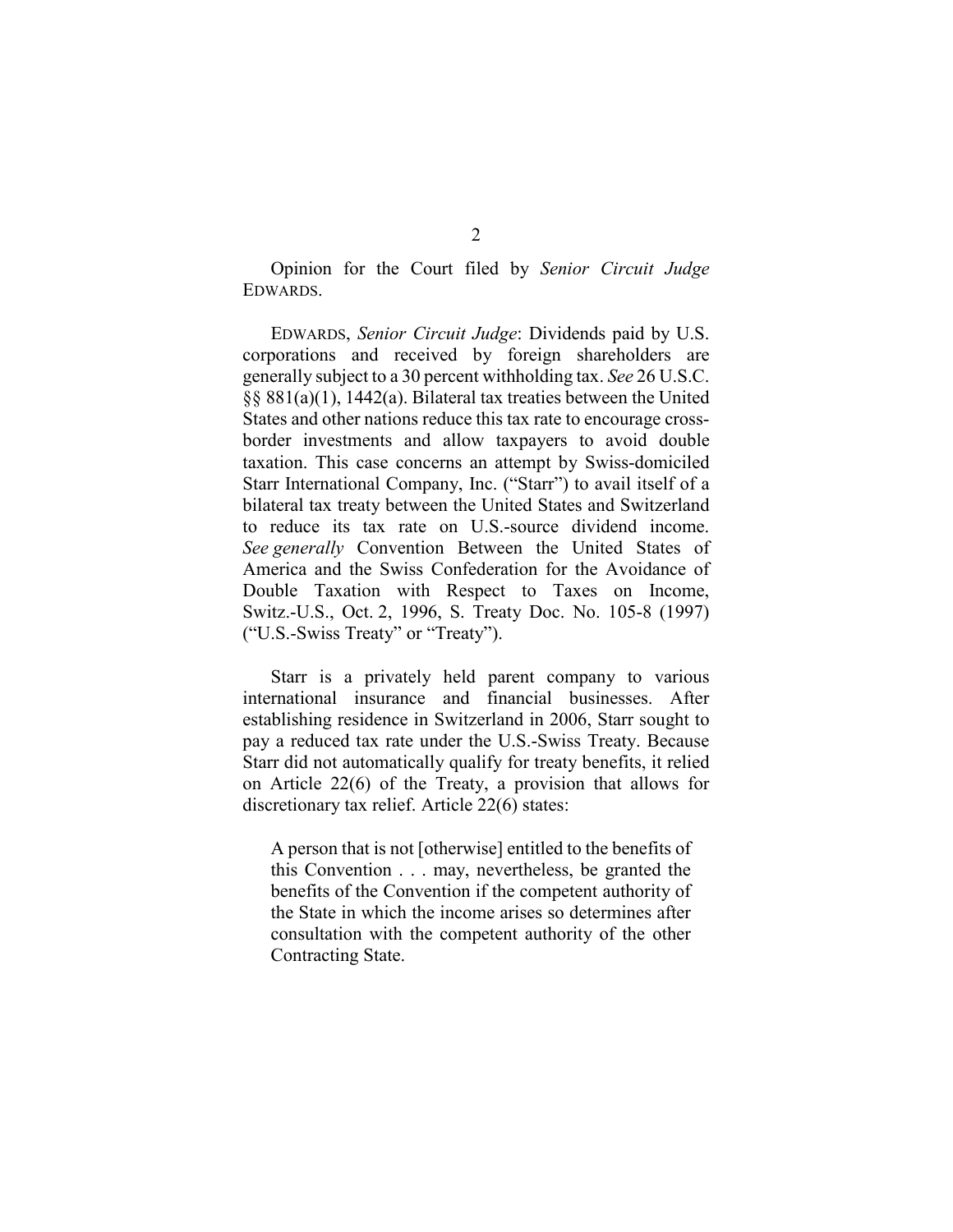Opinion for the Court filed by *Senior Circuit Judge* EDWARDS.

EDWARDS, *Senior Circuit Judge*: Dividends paid by U.S. corporations and received by foreign shareholders are generally subject to a 30 percent withholding tax. *See* 26 U.S.C. §§ 881(a)(1), 1442(a). Bilateral tax treaties between the United States and other nations reduce this tax rate to encourage cross-border investments and allow taxpayers to avoid double taxation. This case concerns an attempt by Swiss-domiciled Starr International Company, Inc. ("Starr") to avail itself of a bilateral tax treaty between the United States and Switzerland to reduce its tax rate on U.S.-source dividend income. *See generally* Convention Between the United States of America and the Swiss Confederation for the Avoidance of Double Taxation with Respect to Taxes on Income, Switz.-U.S., Oct. 2, 1996, S. Treaty Doc. No. 105-8 (1997) ("U.S.-Swiss Treaty" or "Treaty").

Starr is a privately held parent company to various international insurance and financial businesses. After establishing residence in Switzerland in 2006, Starr sought to pay a reduced tax rate under the U.S.-Swiss Treaty. Because Starr did not automatically qualify for treaty benefits, it relied on Article 22(6) of the Treaty, a provision that allows for discretionary tax relief. Article 22(6) states:

> A person that is not [otherwise] entitled to the benefits of this Convention . . . may, nevertheless, be granted the benefits of the Convention if the competent authority of the State in which the income arises so determines after consultation with the competent authority of the other Contracting State.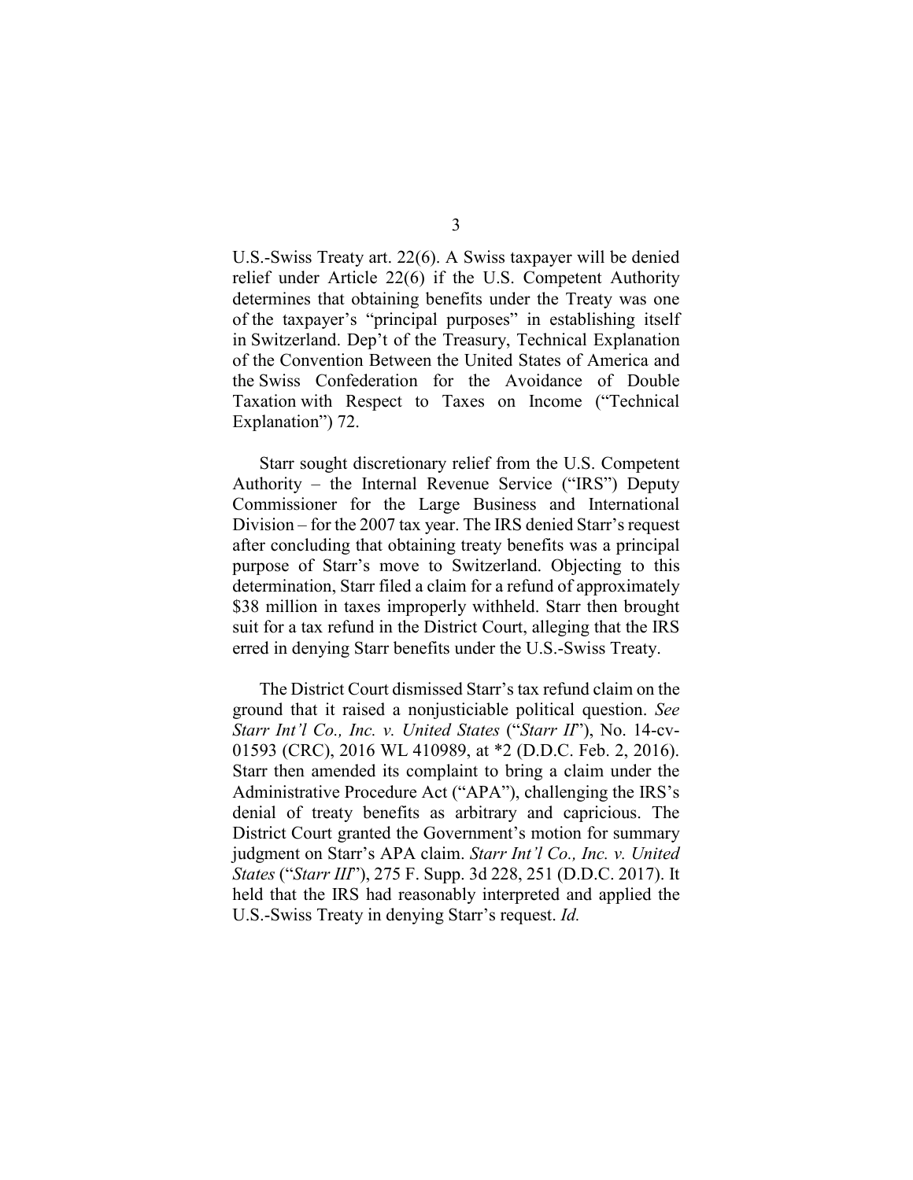U.S.-Swiss Treaty art. 22(6). A Swiss taxpayer will be denied relief under Article 22(6) if the U.S. Competent Authority determines that obtaining benefits under the Treaty was one of the taxpayer's "principal purposes" in establishing itself in Switzerland. Dep't of the Treasury, Technical Explanation of the Convention Between the United States of America and the Swiss Confederation for the Avoidance of Double Taxation with Respect to Taxes on Income ("Technical Explanation") 72.

Starr sought discretionary relief from the U.S. Competent Authority – the Internal Revenue Service ("IRS") Deputy Commissioner for the Large Business and International Division – for the 2007 tax year. The IRS denied Starr's request after concluding that obtaining treaty benefits was a principal purpose of Starr's move to Switzerland. Objecting to this determination, Starr filed a claim for a refund of approximately $38 million in taxes improperly withheld. Starr then brought suit for a tax refund in the District Court, alleging that the IRS erred in denying Starr benefits under the U.S.-Swiss Treaty.

The District Court dismissed Starr's tax refund claim on the ground that it raised a nonjusticiable political question. *See Starr Int'l Co., Inc. v. United States* ("*Starr II*"), No. 14-cv-01593 (CRC), 2016 WL 410989, at *2 (D.D.C. Feb. 2, 2016). Starr then amended its complaint to bring a claim under the Administrative Procedure Act ("APA"), challenging the IRS's denial of treaty benefits as arbitrary and capricious. The District Court granted the Government's motion for summary judgment on Starr's APA claim. *Starr Int'l Co., Inc. v. United States* ("*Starr III*"), 275 F. Supp. 3d 228, 251 (D.D.C. 2017). It held that the IRS had reasonably interpreted and applied the U.S.-Swiss Treaty in denying Starr's request. *Id.*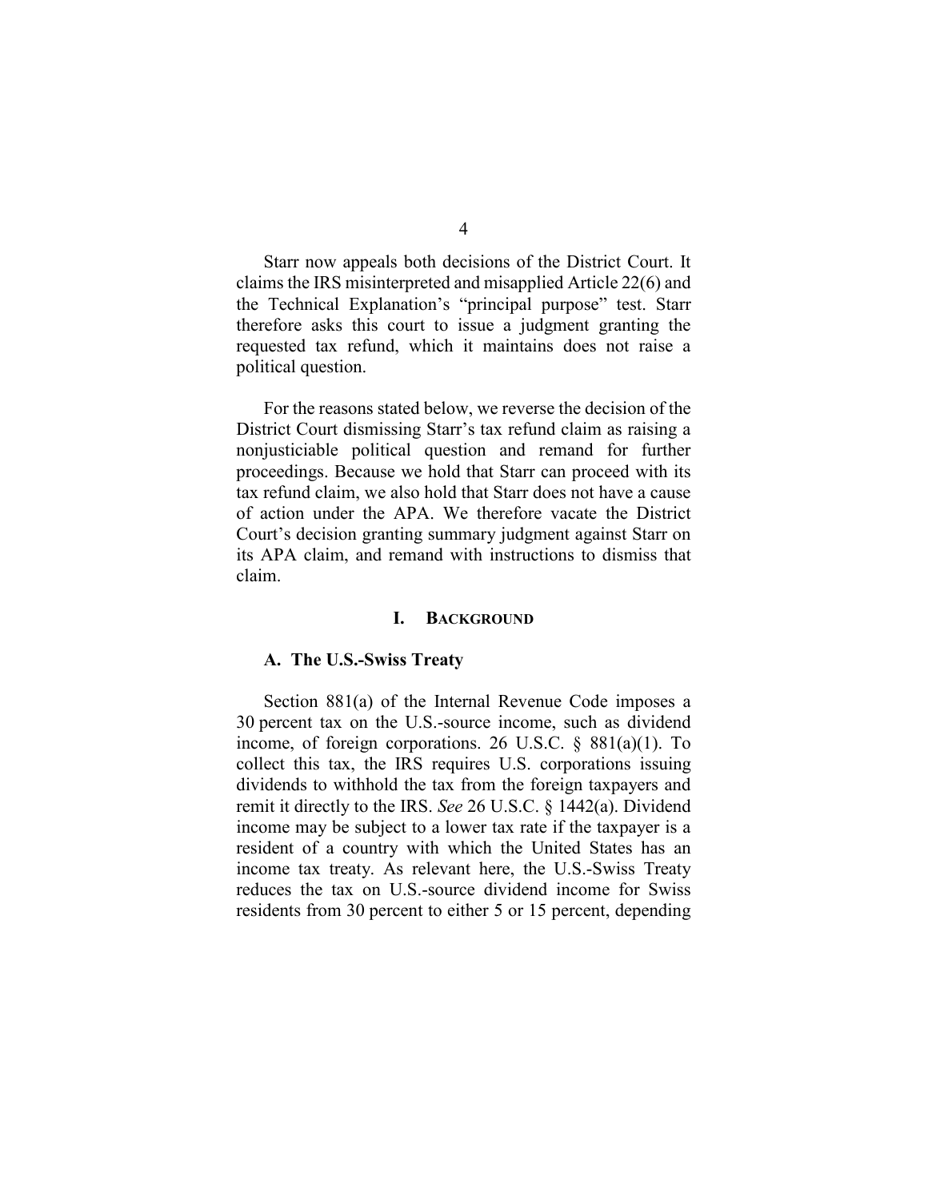Starr now appeals both decisions of the District Court. It claims the IRS misinterpreted and misapplied Article 22(6) and the Technical Explanation's "principal purpose" test. Starr therefore asks this court to issue a judgment granting the requested tax refund, which it maintains does not raise a political question.

For the reasons stated below, we reverse the decision of the District Court dismissing Starr's tax refund claim as raising a nonjusticiable political question and remand for further proceedings. Because we hold that Starr can proceed with its tax refund claim, we also hold that Starr does not have a cause of action under the APA. We therefore vacate the District Court's decision granting summary judgment against Starr on its APA claim, and remand with instructions to dismiss that claim.

## I. BACKGROUND

### A. The U.S.-Swiss Treaty

Section 881(a) of the Internal Revenue Code imposes a 30 percent tax on the U.S.-source income, such as dividend income, of foreign corporations. 26 U.S.C. § 881(a)(1). To collect this tax, the IRS requires U.S. corporations issuing dividends to withhold the tax from the foreign taxpayers and remit it directly to the IRS. *See* 26 U.S.C. § 1442(a). Dividend income may be subject to a lower tax rate if the taxpayer is a resident of a country with which the United States has an income tax treaty. As relevant here, the U.S.-Swiss Treaty reduces the tax on U.S.-source dividend income for Swiss residents from 30 percent to either 5 or 15 percent, depending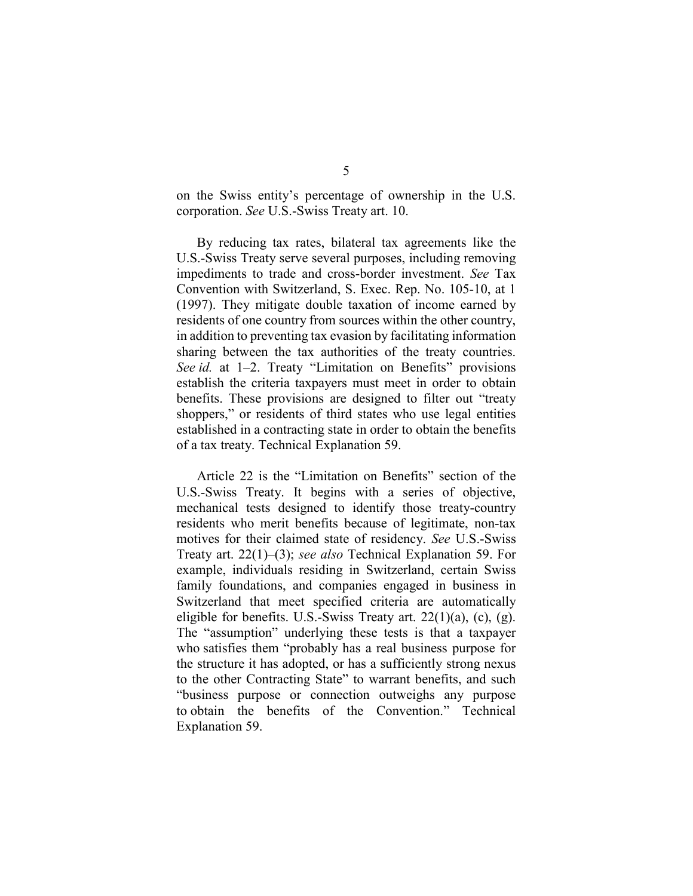on the Swiss entity's percentage of ownership in the U.S. corporation. *See* U.S.-Swiss Treaty art. 10.

By reducing tax rates, bilateral tax agreements like the U.S.-Swiss Treaty serve several purposes, including removing impediments to trade and cross-border investment. *See* Tax Convention with Switzerland, S. Exec. Rep. No. 105-10, at 1 (1997). They mitigate double taxation of income earned by residents of one country from sources within the other country, in addition to preventing tax evasion by facilitating information sharing between the tax authorities of the treaty countries. *See id.* at 1–2. Treaty "Limitation on Benefits" provisions establish the criteria taxpayers must meet in order to obtain benefits. These provisions are designed to filter out "treaty shoppers," or residents of third states who use legal entities established in a contracting state in order to obtain the benefits of a tax treaty. Technical Explanation 59.

Article 22 is the "Limitation on Benefits" section of the U.S.-Swiss Treaty. It begins with a series of objective, mechanical tests designed to identify those treaty-country residents who merit benefits because of legitimate, non-tax motives for their claimed state of residency. *See* U.S.-Swiss Treaty art. 22(1)–(3); *see also* Technical Explanation 59. For example, individuals residing in Switzerland, certain Swiss family foundations, and companies engaged in business in Switzerland that meet specified criteria are automatically eligible for benefits. U.S.-Swiss Treaty art. 22(1)(a), (c), (g). The "assumption" underlying these tests is that a taxpayer who satisfies them "probably has a real business purpose for the structure it has adopted, or has a sufficiently strong nexus to the other Contracting State" to warrant benefits, and such "business purpose or connection outweighs any purpose to obtain the benefits of the Convention." Technical Explanation 59.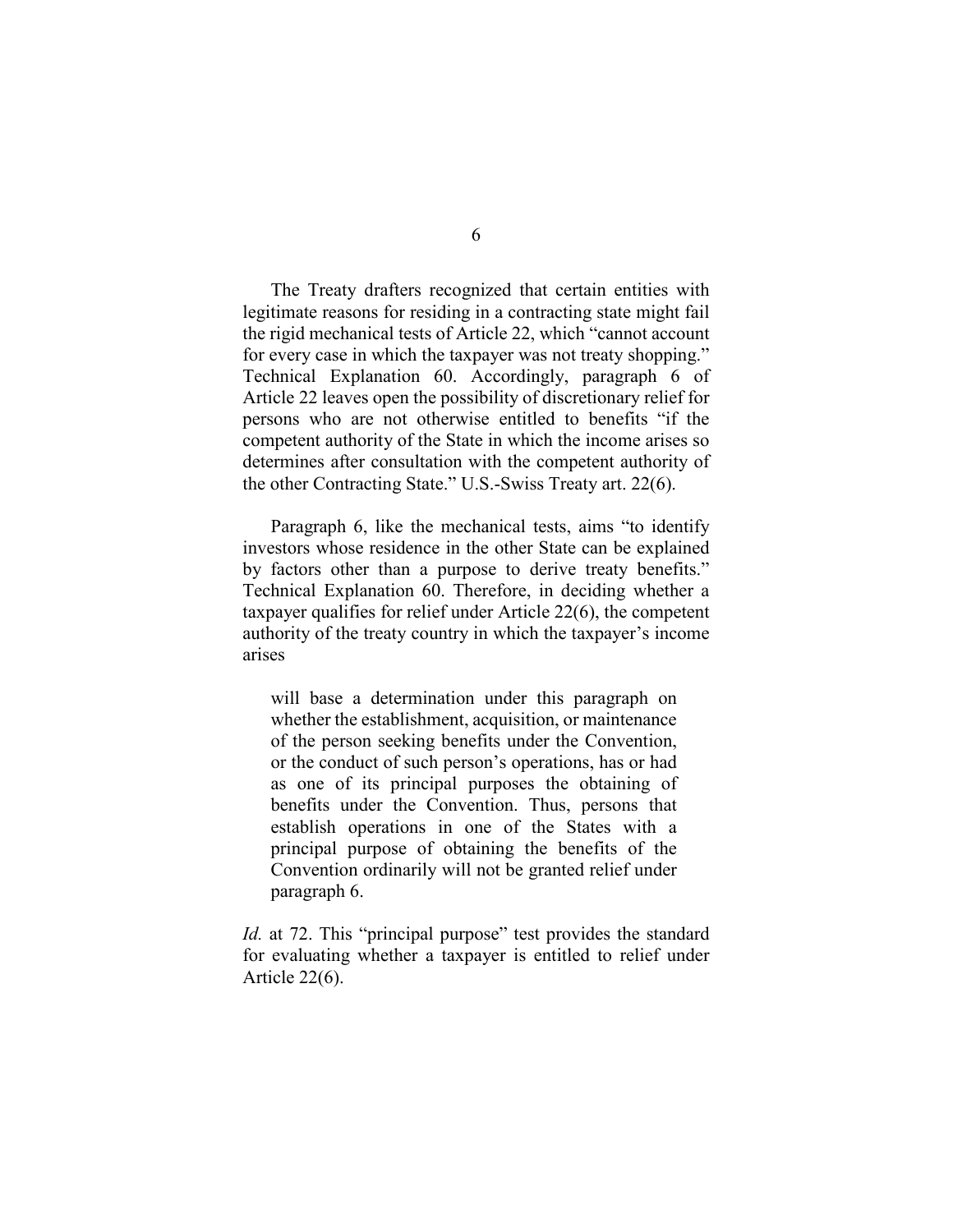The Treaty drafters recognized that certain entities with legitimate reasons for residing in a contracting state might fail the rigid mechanical tests of Article 22, which "cannot account for every case in which the taxpayer was not treaty shopping." Technical Explanation 60. Accordingly, paragraph 6 of Article 22 leaves open the possibility of discretionary relief for persons who are not otherwise entitled to benefits "if the competent authority of the State in which the income arises so determines after consultation with the competent authority of the other Contracting State." U.S.-Swiss Treaty art. 22(6).

Paragraph 6, like the mechanical tests, aims "to identify investors whose residence in the other State can be explained by factors other than a purpose to derive treaty benefits." Technical Explanation 60. Therefore, in deciding whether a taxpayer qualifies for relief under Article 22(6), the competent authority of the treaty country in which the taxpayer's income arises

> will base a determination under this paragraph on whether the establishment, acquisition, or maintenance of the person seeking benefits under the Convention, or the conduct of such person's operations, has or had as one of its principal purposes the obtaining of benefits under the Convention. Thus, persons that establish operations in one of the States with a principal purpose of obtaining the benefits of the Convention ordinarily will not be granted relief under paragraph 6.

*Id.* at 72. This "principal purpose" test provides the standard for evaluating whether a taxpayer is entitled to relief under Article 22(6).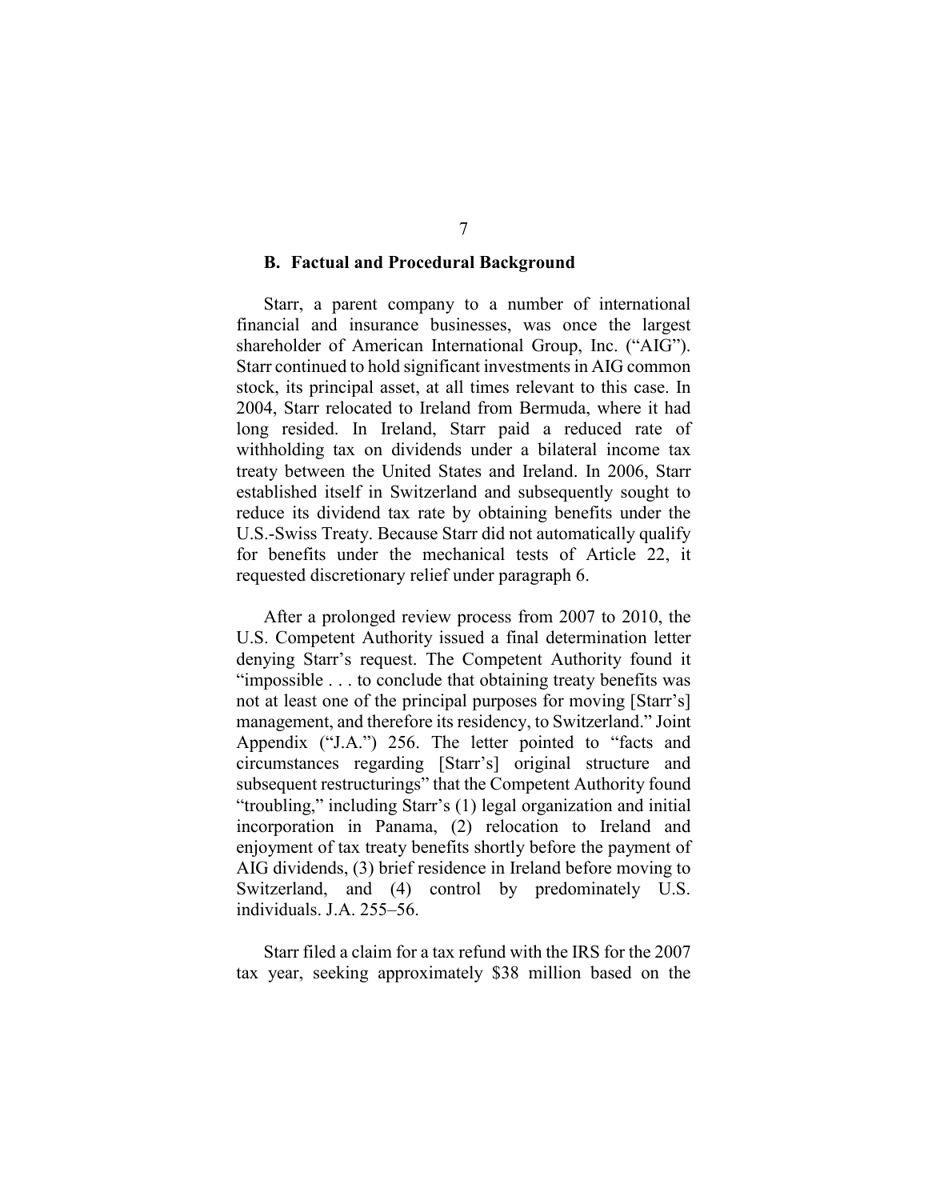### B. Factual and Procedural Background

Starr, a parent company to a number of international financial and insurance businesses, was once the largest shareholder of American International Group, Inc. ("AIG"). Starr continued to hold significant investments in AIG common stock, its principal asset, at all times relevant to this case. In 2004, Starr relocated to Ireland from Bermuda, where it had long resided. In Ireland, Starr paid a reduced rate of withholding tax on dividends under a bilateral income tax treaty between the United States and Ireland. In 2006, Starr established itself in Switzerland and subsequently sought to reduce its dividend tax rate by obtaining benefits under the U.S.-Swiss Treaty. Because Starr did not automatically qualify for benefits under the mechanical tests of Article 22, it requested discretionary relief under paragraph 6.

After a prolonged review process from 2007 to 2010, the U.S. Competent Authority issued a final determination letter denying Starr's request. The Competent Authority found it "impossible . . . to conclude that obtaining treaty benefits was not at least one of the principal purposes for moving [Starr's] management, and therefore its residency, to Switzerland." Joint Appendix ("J.A.") 256. The letter pointed to "facts and circumstances regarding [Starr's] original structure and subsequent restructurings" that the Competent Authority found "troubling," including Starr's (1) legal organization and initial incorporation in Panama, (2) relocation to Ireland and enjoyment of tax treaty benefits shortly before the payment of AIG dividends, (3) brief residence in Ireland before moving to Switzerland, and (4) control by predominately U.S. individuals. J.A. 255–56.

Starr filed a claim for a tax refund with the IRS for the 2007 tax year, seeking approximately $38 million based on the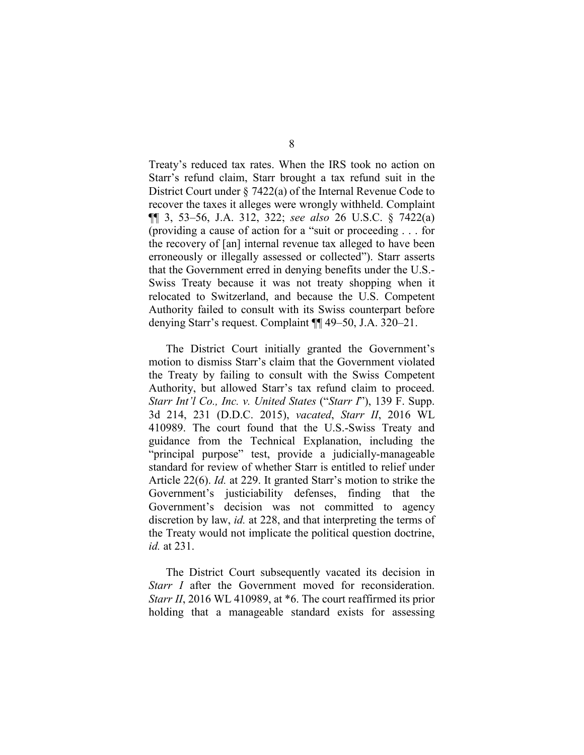Treaty's reduced tax rates. When the IRS took no action on Starr's refund claim, Starr brought a tax refund suit in the District Court under § 7422(a) of the Internal Revenue Code to recover the taxes it alleges were wrongly withheld. Complaint ¶¶ 3, 53–56, J.A. 312, 322; *see also* 26 U.S.C. § 7422(a) (providing a cause of action for a "suit or proceeding . . . for the recovery of [an] internal revenue tax alleged to have been erroneously or illegally assessed or collected"). Starr asserts that the Government erred in denying benefits under the U.S.-Swiss Treaty because it was not treaty shopping when it relocated to Switzerland, and because the U.S. Competent Authority failed to consult with its Swiss counterpart before denying Starr's request. Complaint ¶¶ 49–50, J.A. 320–21.

The District Court initially granted the Government's motion to dismiss Starr's claim that the Government violated the Treaty by failing to consult with the Swiss Competent Authority, but allowed Starr's tax refund claim to proceed. *Starr Int'l Co., Inc. v. United States* ("*Starr I*"), 139 F. Supp. 3d 214, 231 (D.D.C. 2015), *vacated*, *Starr II*, 2016 WL 410989. The court found that the U.S.-Swiss Treaty and guidance from the Technical Explanation, including the "principal purpose" test, provide a judicially-manageable standard for review of whether Starr is entitled to relief under Article 22(6). *Id.* at 229. It granted Starr's motion to strike the Government's justiciability defenses, finding that the Government's decision was not committed to agency discretion by law, *id.* at 228, and that interpreting the terms of the Treaty would not implicate the political question doctrine, *id.* at 231.

The District Court subsequently vacated its decision in *Starr I* after the Government moved for reconsideration. *Starr II*, 2016 WL 410989, at *6. The court reaffirmed its prior holding that a manageable standard exists for assessing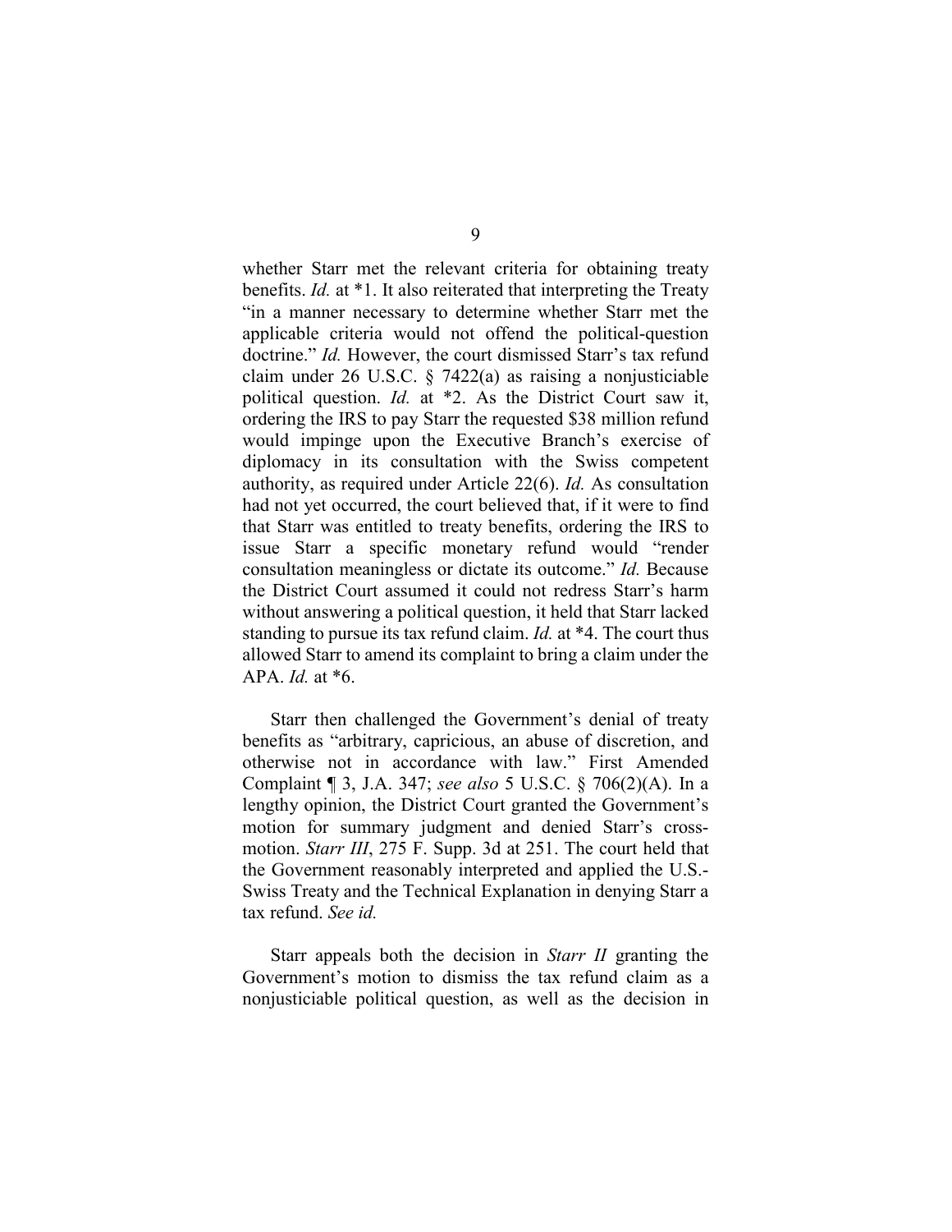whether Starr met the relevant criteria for obtaining treaty benefits. *Id.* at *1. It also reiterated that interpreting the Treaty "in a manner necessary to determine whether Starr met the applicable criteria would not offend the political-question doctrine." *Id.* However, the court dismissed Starr's tax refund claim under 26 U.S.C. § 7422(a) as raising a nonjusticiable political question. *Id.* at *2. As the District Court saw it, ordering the IRS to pay Starr the requested $38 million refund would impinge upon the Executive Branch's exercise of diplomacy in its consultation with the Swiss competent authority, as required under Article 22(6). *Id.* As consultation had not yet occurred, the court believed that, if it were to find that Starr was entitled to treaty benefits, ordering the IRS to issue Starr a specific monetary refund would "render consultation meaningless or dictate its outcome." *Id.* Because the District Court assumed it could not redress Starr's harm without answering a political question, it held that Starr lacked standing to pursue its tax refund claim. *Id.* at *4. The court thus allowed Starr to amend its complaint to bring a claim under the APA. *Id.* at *6.

Starr then challenged the Government's denial of treaty benefits as "arbitrary, capricious, an abuse of discretion, and otherwise not in accordance with law." First Amended Complaint ¶ 3, J.A. 347; *see also* 5 U.S.C. § 706(2)(A). In a lengthy opinion, the District Court granted the Government's motion for summary judgment and denied Starr's cross-motion. *Starr III*, 275 F. Supp. 3d at 251. The court held that the Government reasonably interpreted and applied the U.S.-Swiss Treaty and the Technical Explanation in denying Starr a tax refund. *See id.*

Starr appeals both the decision in *Starr II* granting the Government's motion to dismiss the tax refund claim as a nonjusticiable political question, as well as the decision in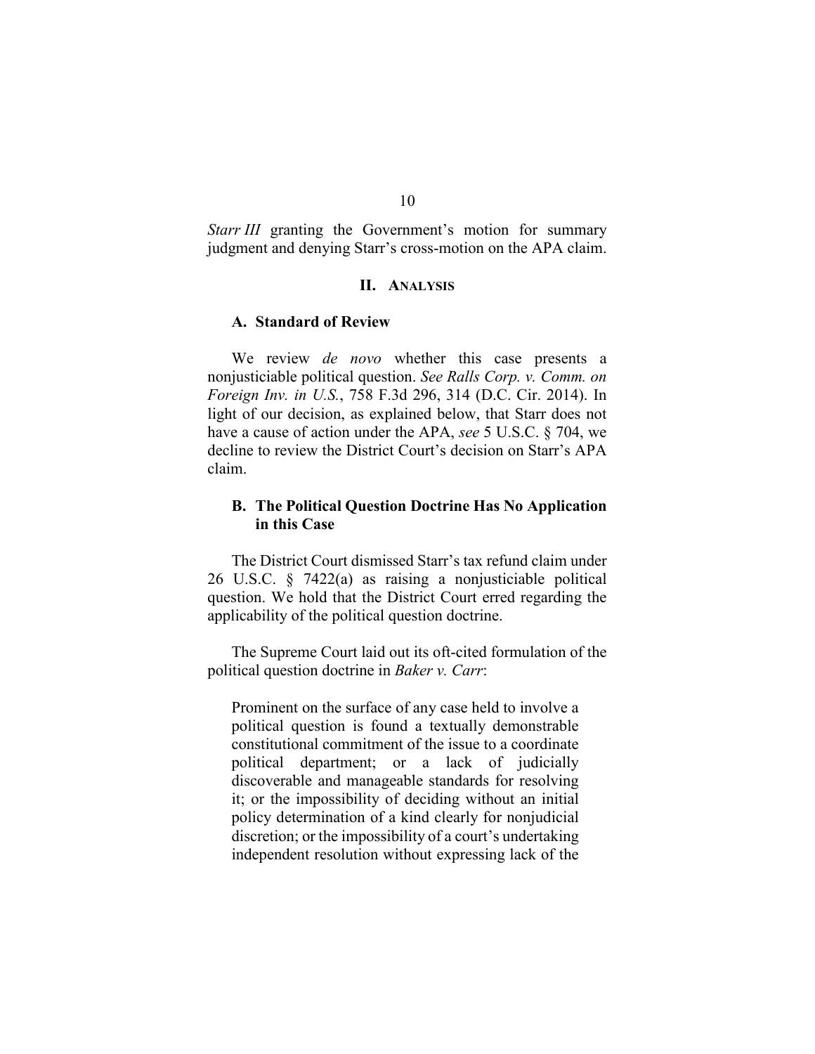*Starr III* granting the Government's motion for summary judgment and denying Starr's cross-motion on the APA claim.

## II. ANALYSIS

### A. Standard of Review

We review *de novo* whether this case presents a nonjusticiable political question. *See Ralls Corp. v. Comm. on Foreign Inv. in U.S.*, 758 F.3d 296, 314 (D.C. Cir. 2014). In light of our decision, as explained below, that Starr does not have a cause of action under the APA, *see* 5 U.S.C. § 704, we decline to review the District Court's decision on Starr's APA claim.

### B. The Political Question Doctrine Has No Application in this Case

The District Court dismissed Starr's tax refund claim under 26 U.S.C. § 7422(a) as raising a nonjusticiable political question. We hold that the District Court erred regarding the applicability of the political question doctrine.

The Supreme Court laid out its oft-cited formulation of the political question doctrine in *Baker v. Carr*:

> Prominent on the surface of any case held to involve a political question is found a textually demonstrable constitutional commitment of the issue to a coordinate political department; or a lack of judicially discoverable and manageable standards for resolving it; or the impossibility of deciding without an initial policy determination of a kind clearly for nonjudicial discretion; or the impossibility of a court's undertaking independent resolution without expressing lack of the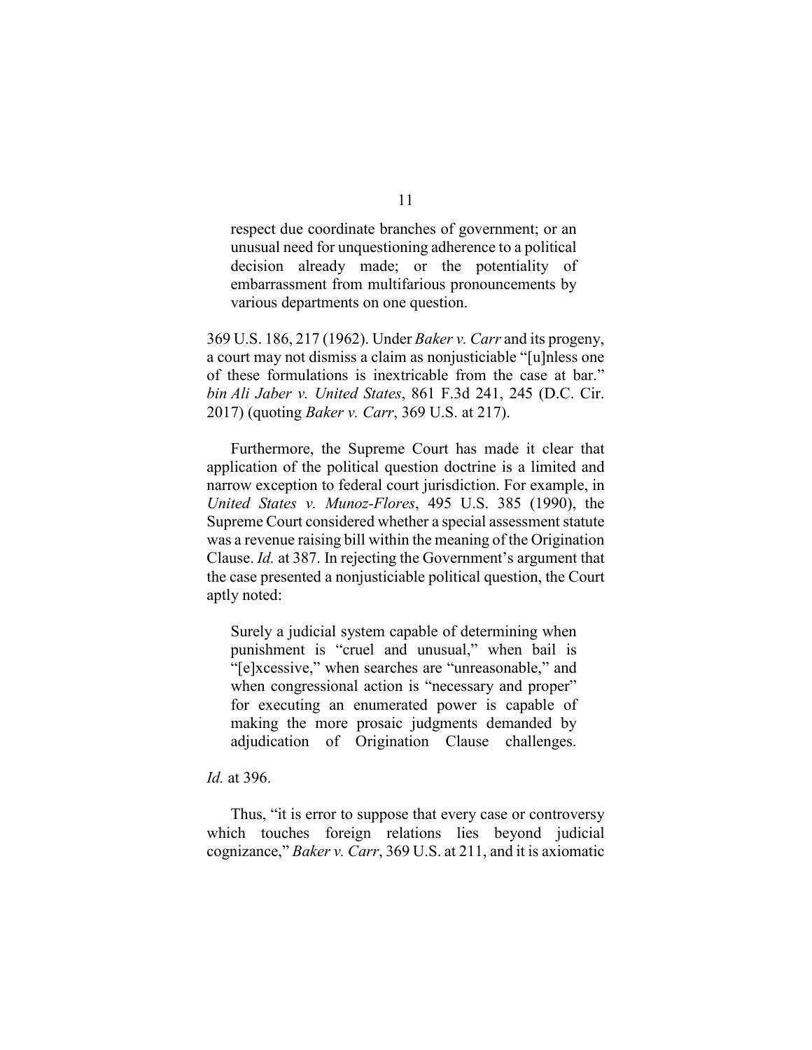> respect due coordinate branches of government; or an unusual need for unquestioning adherence to a political decision already made; or the potentiality of embarrassment from multifarious pronouncements by various departments on one question.

369 U.S. 186, 217 (1962). Under *Baker v. Carr* and its progeny, a court may not dismiss a claim as nonjusticiable "[u]nless one of these formulations is inextricable from the case at bar." *bin Ali Jaber v. United States*, 861 F.3d 241, 245 (D.C. Cir. 2017) (quoting *Baker v. Carr*, 369 U.S. at 217).

Furthermore, the Supreme Court has made it clear that application of the political question doctrine is a limited and narrow exception to federal court jurisdiction. For example, in *United States v. Munoz-Flores*, 495 U.S. 385 (1990), the Supreme Court considered whether a special assessment statute was a revenue raising bill within the meaning of the Origination Clause. *Id.* at 387. In rejecting the Government's argument that the case presented a nonjusticiable political question, the Court aptly noted:

> Surely a judicial system capable of determining when punishment is "cruel and unusual," when bail is "[e]xcessive," when searches are "unreasonable," and when congressional action is "necessary and proper" for executing an enumerated power is capable of making the more prosaic judgments demanded by adjudication of Origination Clause challenges.

*Id.* at 396.

Thus, "it is error to suppose that every case or controversy which touches foreign relations lies beyond judicial cognizance," *Baker v. Carr*, 369 U.S. at 211, and it is axiomatic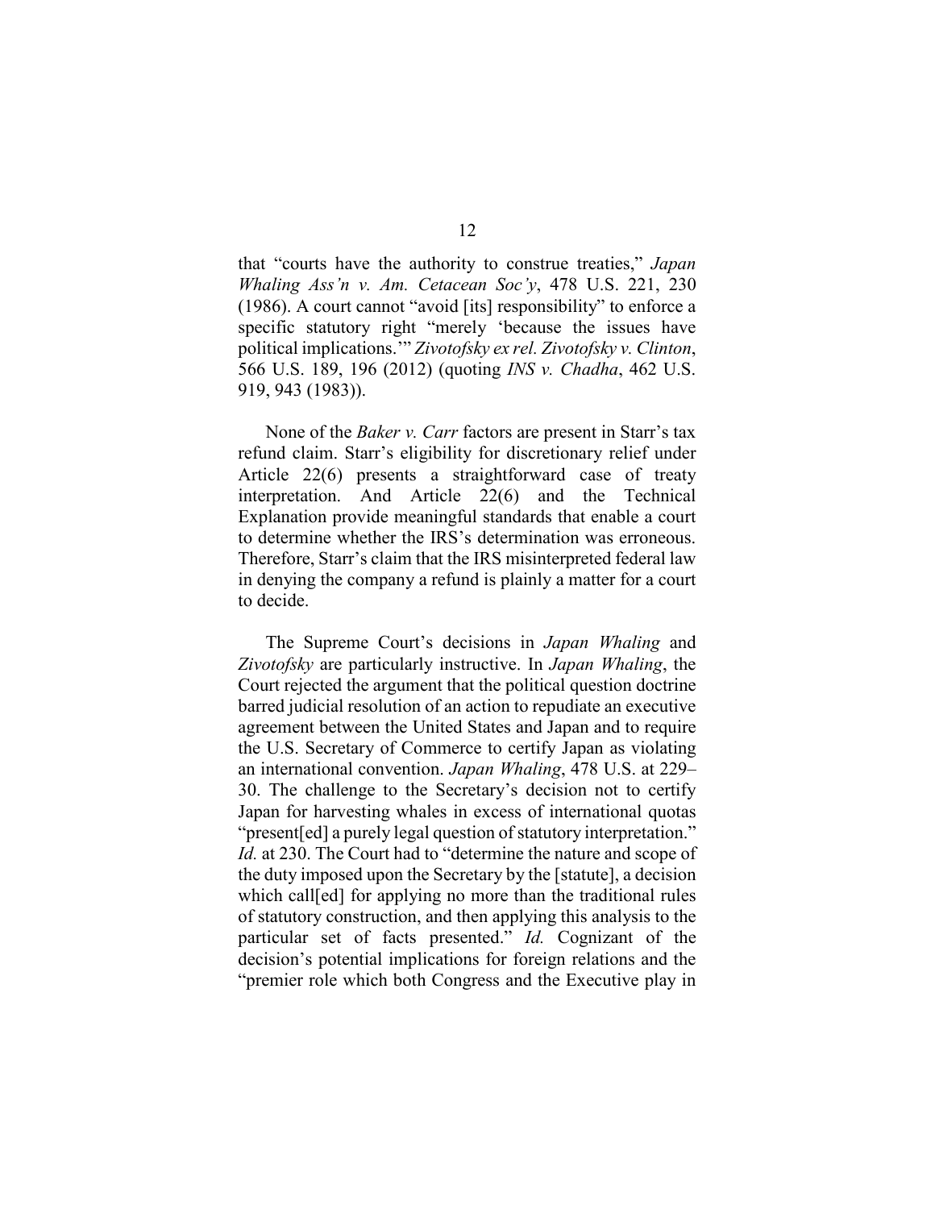that "courts have the authority to construe treaties," *Japan Whaling Ass'n v. Am. Cetacean Soc'y*, 478 U.S. 221, 230 (1986). A court cannot "avoid [its] responsibility" to enforce a specific statutory right "merely 'because the issues have political implications.'" *Zivotofsky ex rel. Zivotofsky v. Clinton*, 566 U.S. 189, 196 (2012) (quoting *INS v. Chadha*, 462 U.S. 919, 943 (1983)).

None of the *Baker v. Carr* factors are present in Starr's tax refund claim. Starr's eligibility for discretionary relief under Article 22(6) presents a straightforward case of treaty interpretation. And Article 22(6) and the Technical Explanation provide meaningful standards that enable a court to determine whether the IRS's determination was erroneous. Therefore, Starr's claim that the IRS misinterpreted federal law in denying the company a refund is plainly a matter for a court to decide.

The Supreme Court's decisions in *Japan Whaling* and *Zivotofsky* are particularly instructive. In *Japan Whaling*, the Court rejected the argument that the political question doctrine barred judicial resolution of an action to repudiate an executive agreement between the United States and Japan and to require the U.S. Secretary of Commerce to certify Japan as violating an international convention. *Japan Whaling*, 478 U.S. at 229–30. The challenge to the Secretary's decision not to certify Japan for harvesting whales in excess of international quotas "present[ed] a purely legal question of statutory interpretation." *Id.* at 230. The Court had to "determine the nature and scope of the duty imposed upon the Secretary by the [statute], a decision which call[ed] for applying no more than the traditional rules of statutory construction, and then applying this analysis to the particular set of facts presented." *Id.* Cognizant of the decision's potential implications for foreign relations and the "premier role which both Congress and the Executive play in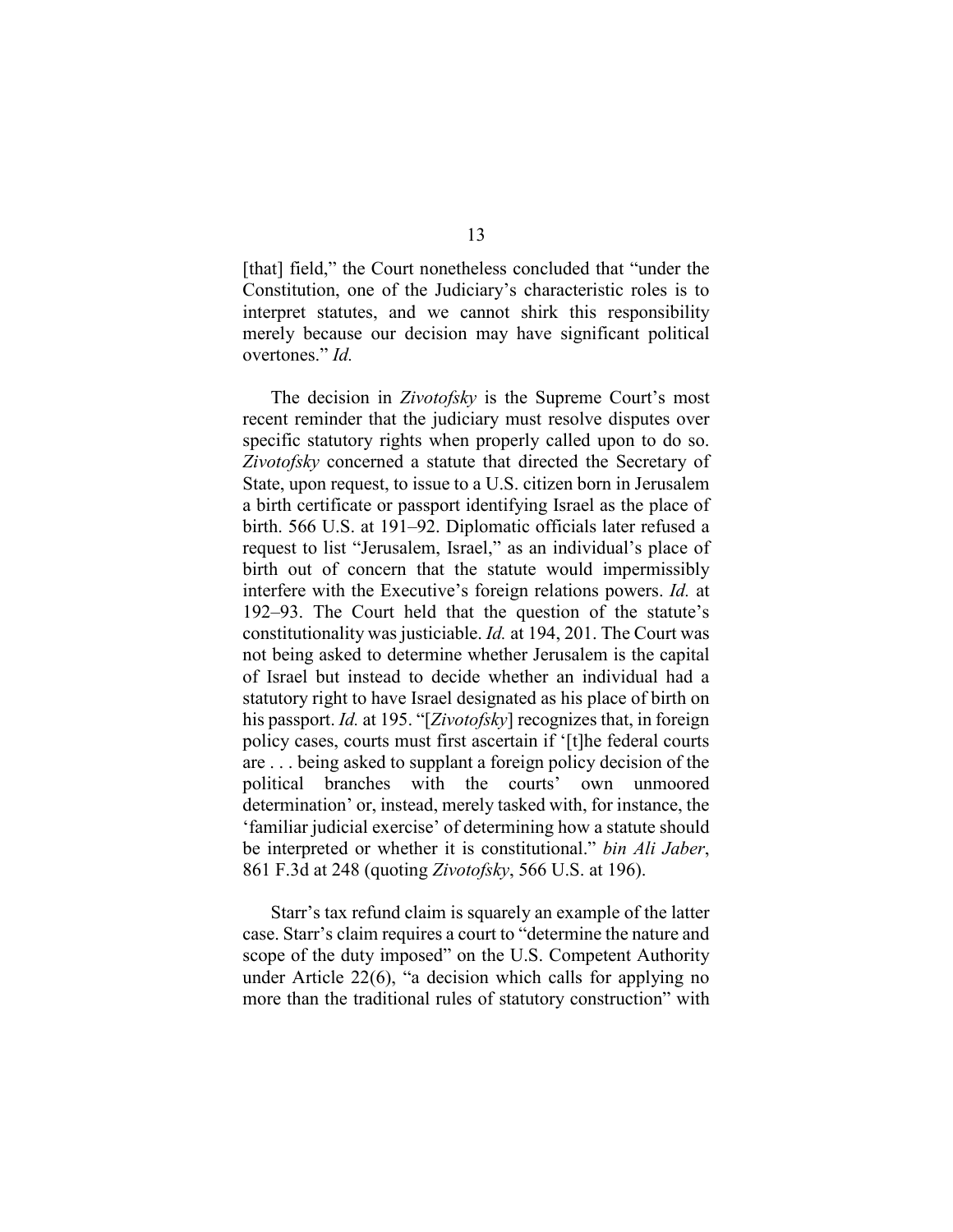[that] field," the Court nonetheless concluded that "under the Constitution, one of the Judiciary's characteristic roles is to interpret statutes, and we cannot shirk this responsibility merely because our decision may have significant political overtones." *Id.*

The decision in *Zivotofsky* is the Supreme Court's most recent reminder that the judiciary must resolve disputes over specific statutory rights when properly called upon to do so. *Zivotofsky* concerned a statute that directed the Secretary of State, upon request, to issue to a U.S. citizen born in Jerusalem a birth certificate or passport identifying Israel as the place of birth. 566 U.S. at 191–92. Diplomatic officials later refused a request to list "Jerusalem, Israel," as an individual's place of birth out of concern that the statute would impermissibly interfere with the Executive's foreign relations powers. *Id.* at 192–93. The Court held that the question of the statute's constitutionality was justiciable. *Id.* at 194, 201. The Court was not being asked to determine whether Jerusalem is the capital of Israel but instead to decide whether an individual had a statutory right to have Israel designated as his place of birth on his passport. *Id.* at 195. "[*Zivotofsky*] recognizes that, in foreign policy cases, courts must first ascertain if '[t]he federal courts are . . . being asked to supplant a foreign policy decision of the political branches with the courts' own unmoored determination' or, instead, merely tasked with, for instance, the 'familiar judicial exercise' of determining how a statute should be interpreted or whether it is constitutional." *bin Ali Jaber*, 861 F.3d at 248 (quoting *Zivotofsky*, 566 U.S. at 196).

Starr's tax refund claim is squarely an example of the latter case. Starr's claim requires a court to "determine the nature and scope of the duty imposed" on the U.S. Competent Authority under Article 22(6), "a decision which calls for applying no more than the traditional rules of statutory construction" with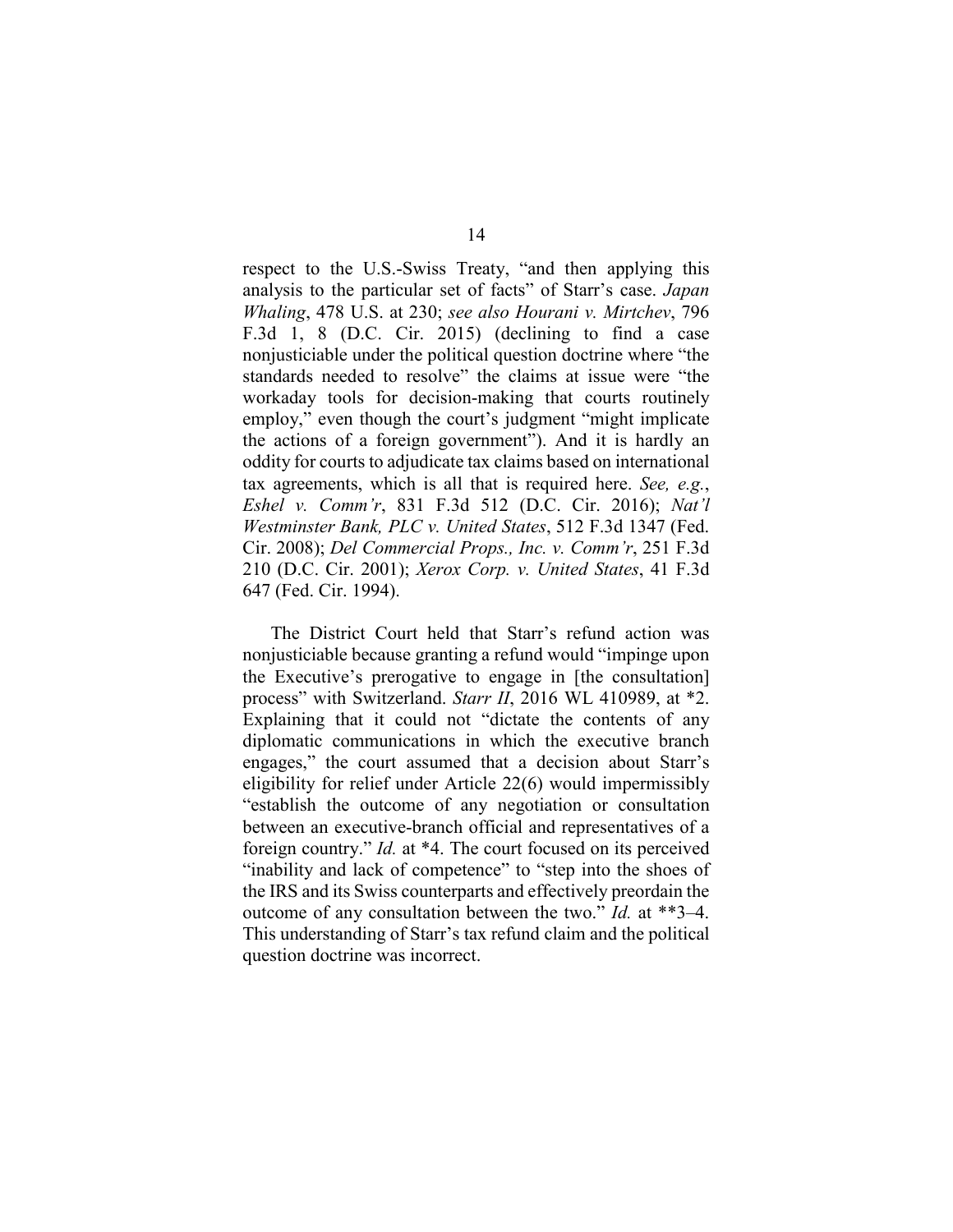respect to the U.S.-Swiss Treaty, "and then applying this analysis to the particular set of facts" of Starr's case. *Japan Whaling*, 478 U.S. at 230; *see also Hourani v. Mirtchev*, 796 F.3d 1, 8 (D.C. Cir. 2015) (declining to find a case nonjusticiable under the political question doctrine where "the standards needed to resolve" the claims at issue were "the workaday tools for decision-making that courts routinely employ," even though the court's judgment "might implicate the actions of a foreign government"). And it is hardly an oddity for courts to adjudicate tax claims based on international tax agreements, which is all that is required here. *See, e.g.*, *Eshel v. Comm'r*, 831 F.3d 512 (D.C. Cir. 2016); *Nat'l Westminster Bank, PLC v. United States*, 512 F.3d 1347 (Fed. Cir. 2008); *Del Commercial Props., Inc. v. Comm'r*, 251 F.3d 210 (D.C. Cir. 2001); *Xerox Corp. v. United States*, 41 F.3d 647 (Fed. Cir. 1994).

The District Court held that Starr's refund action was nonjusticiable because granting a refund would "impinge upon the Executive's prerogative to engage in [the consultation] process" with Switzerland. *Starr II*, 2016 WL 410989, at *2. Explaining that it could not "dictate the contents of any diplomatic communications in which the executive branch engages," the court assumed that a decision about Starr's eligibility for relief under Article 22(6) would impermissibly "establish the outcome of any negotiation or consultation between an executive-branch official and representatives of a foreign country." *Id.* at *4. The court focused on its perceived "inability and lack of competence" to "step into the shoes of the IRS and its Swiss counterparts and effectively preordain the outcome of any consultation between the two." *Id.* at **3–4. This understanding of Starr's tax refund claim and the political question doctrine was incorrect.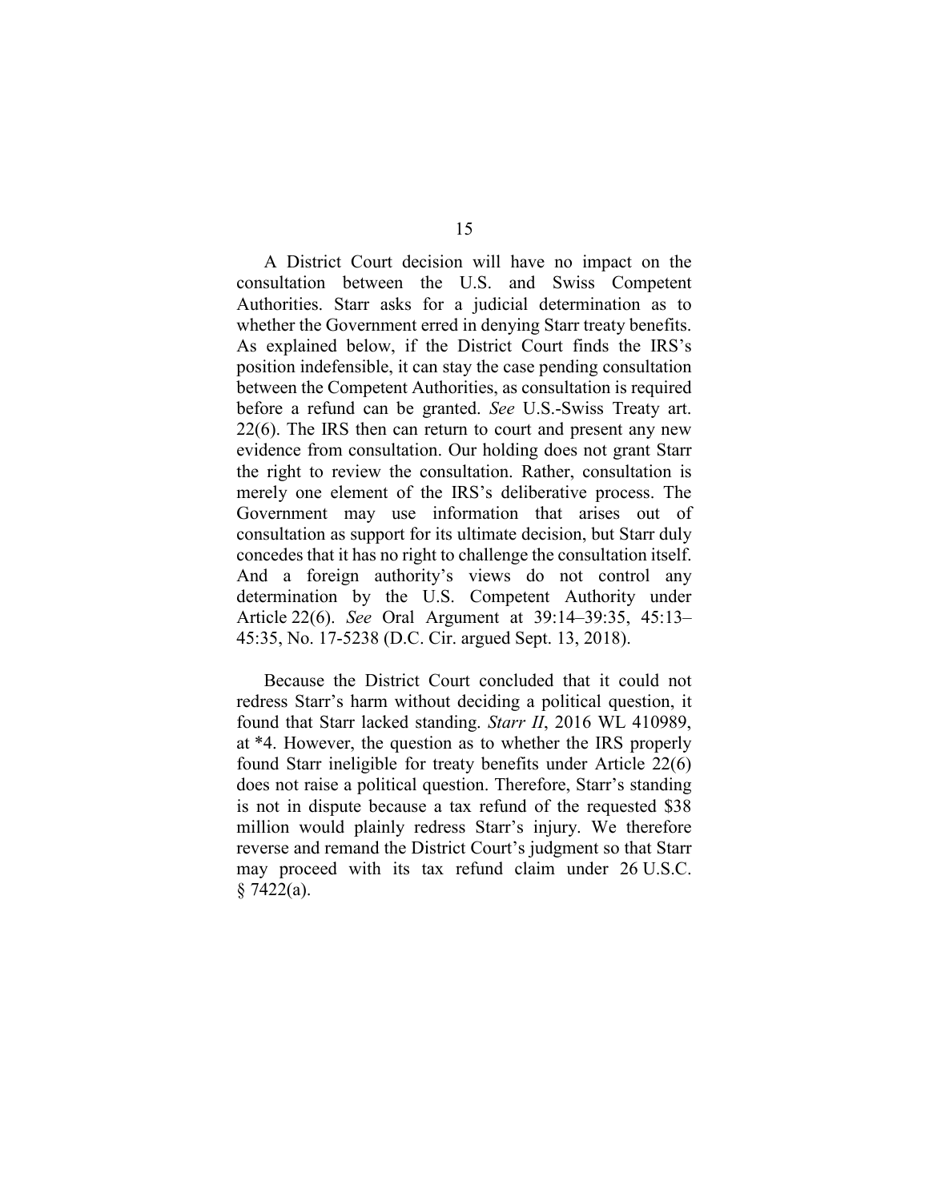A District Court decision will have no impact on the consultation between the U.S. and Swiss Competent Authorities. Starr asks for a judicial determination as to whether the Government erred in denying Starr treaty benefits. As explained below, if the District Court finds the IRS's position indefensible, it can stay the case pending consultation between the Competent Authorities, as consultation is required before a refund can be granted. *See* U.S.-Swiss Treaty art. 22(6). The IRS then can return to court and present any new evidence from consultation. Our holding does not grant Starr the right to review the consultation. Rather, consultation is merely one element of the IRS's deliberative process. The Government may use information that arises out of consultation as support for its ultimate decision, but Starr duly concedes that it has no right to challenge the consultation itself. And a foreign authority's views do not control any determination by the U.S. Competent Authority under Article 22(6). *See* Oral Argument at 39:14–39:35, 45:13–45:35, No. 17-5238 (D.C. Cir. argued Sept. 13, 2018).

Because the District Court concluded that it could not redress Starr's harm without deciding a political question, it found that Starr lacked standing. *Starr II*, 2016 WL 410989, at *4. However, the question as to whether the IRS properly found Starr ineligible for treaty benefits under Article 22(6) does not raise a political question. Therefore, Starr's standing is not in dispute because a tax refund of the requested $38 million would plainly redress Starr's injury. We therefore reverse and remand the District Court's judgment so that Starr may proceed with its tax refund claim under 26 U.S.C. § 7422(a).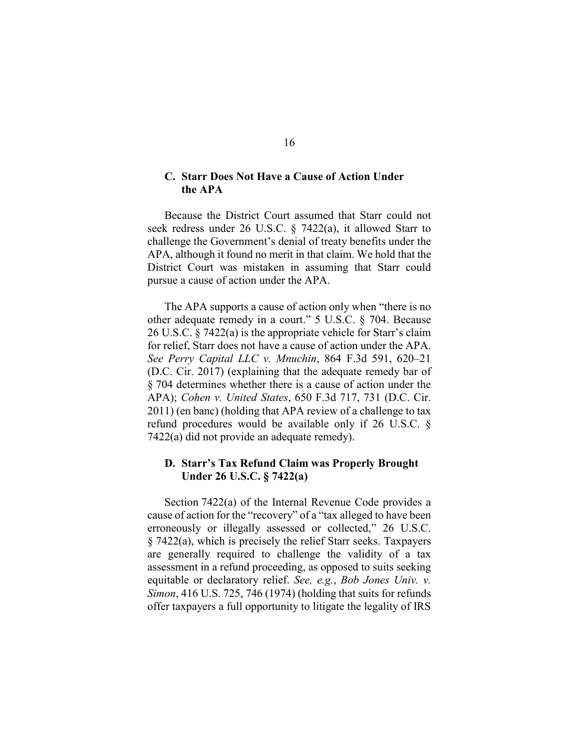### C. Starr Does Not Have a Cause of Action Under the APA

Because the District Court assumed that Starr could not seek redress under 26 U.S.C. § 7422(a), it allowed Starr to challenge the Government's denial of treaty benefits under the APA, although it found no merit in that claim. We hold that the District Court was mistaken in assuming that Starr could pursue a cause of action under the APA.

The APA supports a cause of action only when "there is no other adequate remedy in a court." 5 U.S.C. § 704. Because 26 U.S.C. § 7422(a) is the appropriate vehicle for Starr's claim for relief, Starr does not have a cause of action under the APA. *See Perry Capital LLC v. Mnuchin*, 864 F.3d 591, 620–21 (D.C. Cir. 2017) (explaining that the adequate remedy bar of § 704 determines whether there is a cause of action under the APA); *Cohen v. United States*, 650 F.3d 717, 731 (D.C. Cir. 2011) (en banc) (holding that APA review of a challenge to tax refund procedures would be available only if 26 U.S.C. § 7422(a) did not provide an adequate remedy).

### D. Starr's Tax Refund Claim was Properly Brought Under 26 U.S.C. § 7422(a)

Section 7422(a) of the Internal Revenue Code provides a cause of action for the "recovery" of a "tax alleged to have been erroneously or illegally assessed or collected," 26 U.S.C. § 7422(a), which is precisely the relief Starr seeks. Taxpayers are generally required to challenge the validity of a tax assessment in a refund proceeding, as opposed to suits seeking equitable or declaratory relief. *See, e.g.*, *Bob Jones Univ. v. Simon*, 416 U.S. 725, 746 (1974) (holding that suits for refunds offer taxpayers a full opportunity to litigate the legality of IRS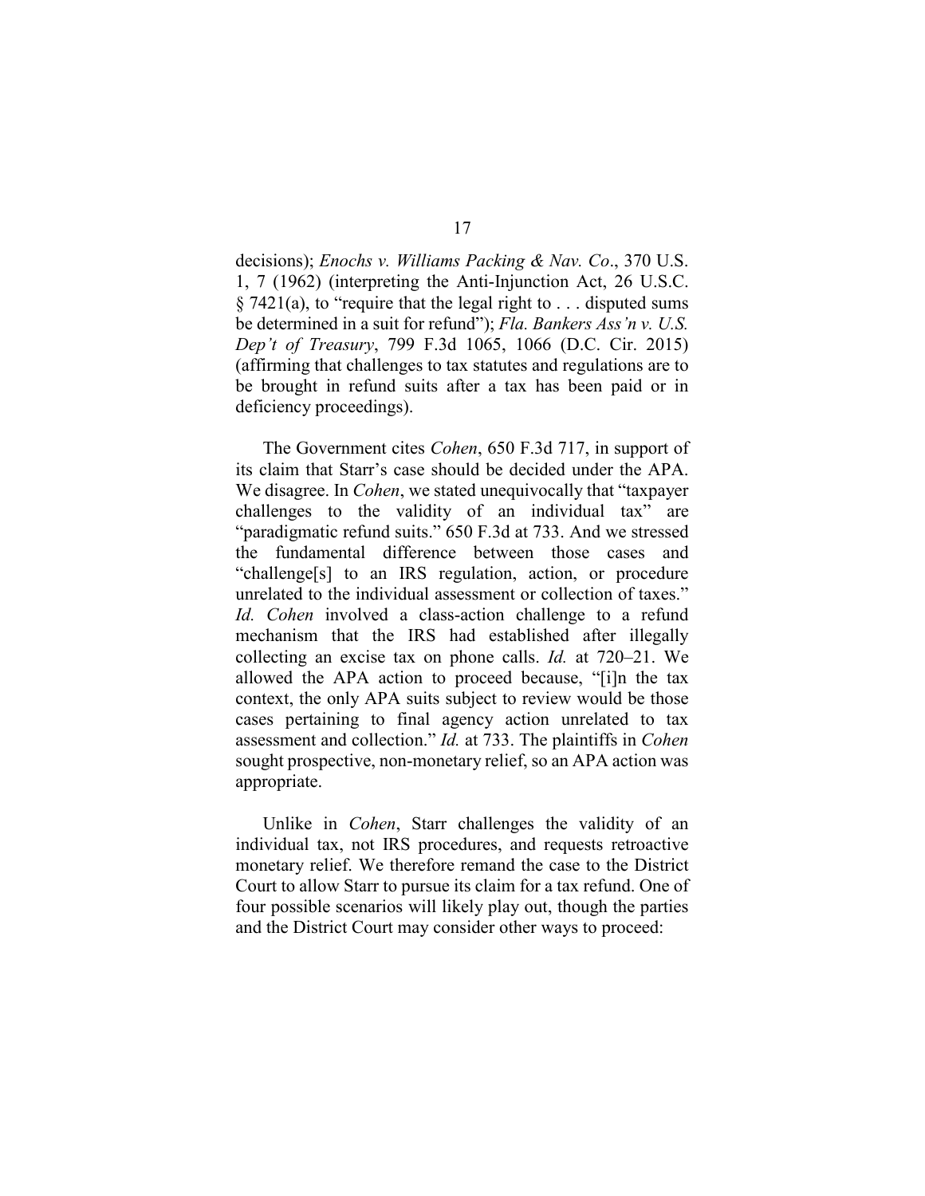decisions); *Enochs v. Williams Packing & Nav. Co*., 370 U.S. 1, 7 (1962) (interpreting the Anti-Injunction Act, 26 U.S.C. § 7421(a), to "require that the legal right to . . . disputed sums be determined in a suit for refund"); *Fla. Bankers Ass'n v. U.S. Dep't of Treasury*, 799 F.3d 1065, 1066 (D.C. Cir. 2015) (affirming that challenges to tax statutes and regulations are to be brought in refund suits after a tax has been paid or in deficiency proceedings).

The Government cites *Cohen*, 650 F.3d 717, in support of its claim that Starr's case should be decided under the APA. We disagree. In *Cohen*, we stated unequivocally that "taxpayer challenges to the validity of an individual tax" are "paradigmatic refund suits." 650 F.3d at 733. And we stressed the fundamental difference between those cases and "challenge[s] to an IRS regulation, action, or procedure unrelated to the individual assessment or collection of taxes." *Id. Cohen* involved a class-action challenge to a refund mechanism that the IRS had established after illegally collecting an excise tax on phone calls. *Id.* at 720–21. We allowed the APA action to proceed because, "[i]n the tax context, the only APA suits subject to review would be those cases pertaining to final agency action unrelated to tax assessment and collection." *Id.* at 733. The plaintiffs in *Cohen* sought prospective, non-monetary relief, so an APA action was appropriate.

Unlike in *Cohen*, Starr challenges the validity of an individual tax, not IRS procedures, and requests retroactive monetary relief. We therefore remand the case to the District Court to allow Starr to pursue its claim for a tax refund. One of four possible scenarios will likely play out, though the parties and the District Court may consider other ways to proceed: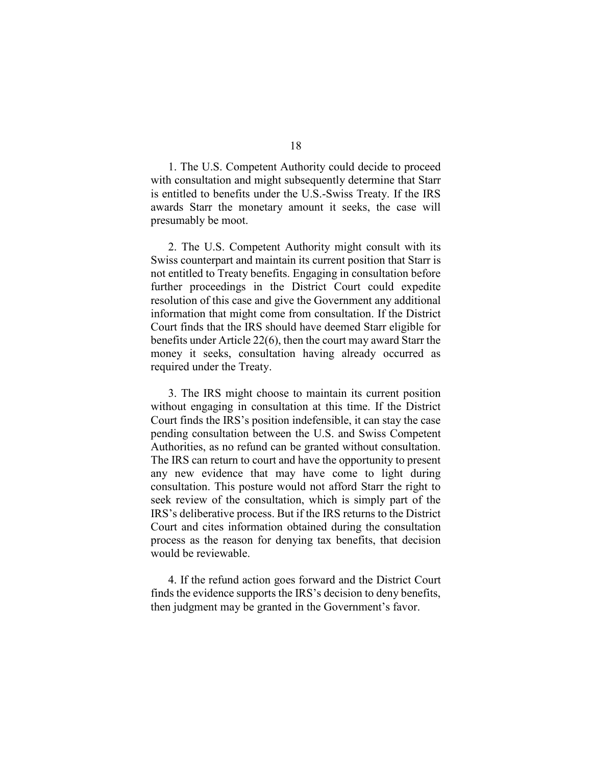1. The U.S. Competent Authority could decide to proceed with consultation and might subsequently determine that Starr is entitled to benefits under the U.S.-Swiss Treaty. If the IRS awards Starr the monetary amount it seeks, the case will presumably be moot.

2. The U.S. Competent Authority might consult with its Swiss counterpart and maintain its current position that Starr is not entitled to Treaty benefits. Engaging in consultation before further proceedings in the District Court could expedite resolution of this case and give the Government any additional information that might come from consultation. If the District Court finds that the IRS should have deemed Starr eligible for benefits under Article 22(6), then the court may award Starr the money it seeks, consultation having already occurred as required under the Treaty.

3. The IRS might choose to maintain its current position without engaging in consultation at this time. If the District Court finds the IRS's position indefensible, it can stay the case pending consultation between the U.S. and Swiss Competent Authorities, as no refund can be granted without consultation. The IRS can return to court and have the opportunity to present any new evidence that may have come to light during consultation. This posture would not afford Starr the right to seek review of the consultation, which is simply part of the IRS's deliberative process. But if the IRS returns to the District Court and cites information obtained during the consultation process as the reason for denying tax benefits, that decision would be reviewable.

4. If the refund action goes forward and the District Court finds the evidence supports the IRS's decision to deny benefits, then judgment may be granted in the Government's favor.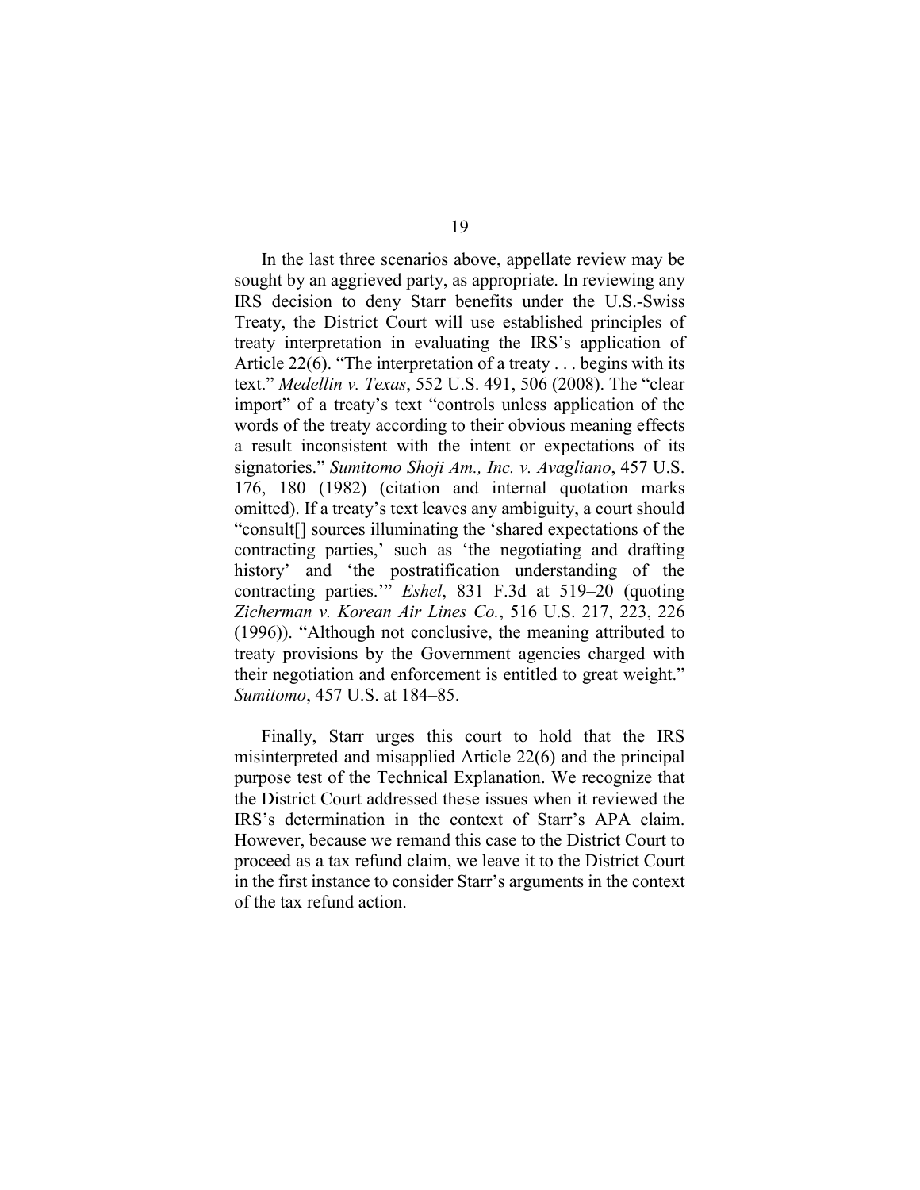In the last three scenarios above, appellate review may be sought by an aggrieved party, as appropriate. In reviewing any IRS decision to deny Starr benefits under the U.S.-Swiss Treaty, the District Court will use established principles of treaty interpretation in evaluating the IRS's application of Article 22(6). "The interpretation of a treaty . . . begins with its text." *Medellin v. Texas*, 552 U.S. 491, 506 (2008). The "clear import" of a treaty's text "controls unless application of the words of the treaty according to their obvious meaning effects a result inconsistent with the intent or expectations of its signatories." *Sumitomo Shoji Am., Inc. v. Avagliano*, 457 U.S. 176, 180 (1982) (citation and internal quotation marks omitted). If a treaty's text leaves any ambiguity, a court should "consult[] sources illuminating the 'shared expectations of the contracting parties,' such as 'the negotiating and drafting history' and 'the postratification understanding of the contracting parties.'" *Eshel*, 831 F.3d at 519–20 (quoting *Zicherman v. Korean Air Lines Co.*, 516 U.S. 217, 223, 226 (1996)). "Although not conclusive, the meaning attributed to treaty provisions by the Government agencies charged with their negotiation and enforcement is entitled to great weight." *Sumitomo*, 457 U.S. at 184–85.

Finally, Starr urges this court to hold that the IRS misinterpreted and misapplied Article 22(6) and the principal purpose test of the Technical Explanation. We recognize that the District Court addressed these issues when it reviewed the IRS's determination in the context of Starr's APA claim. However, because we remand this case to the District Court to proceed as a tax refund claim, we leave it to the District Court in the first instance to consider Starr's arguments in the context of the tax refund action.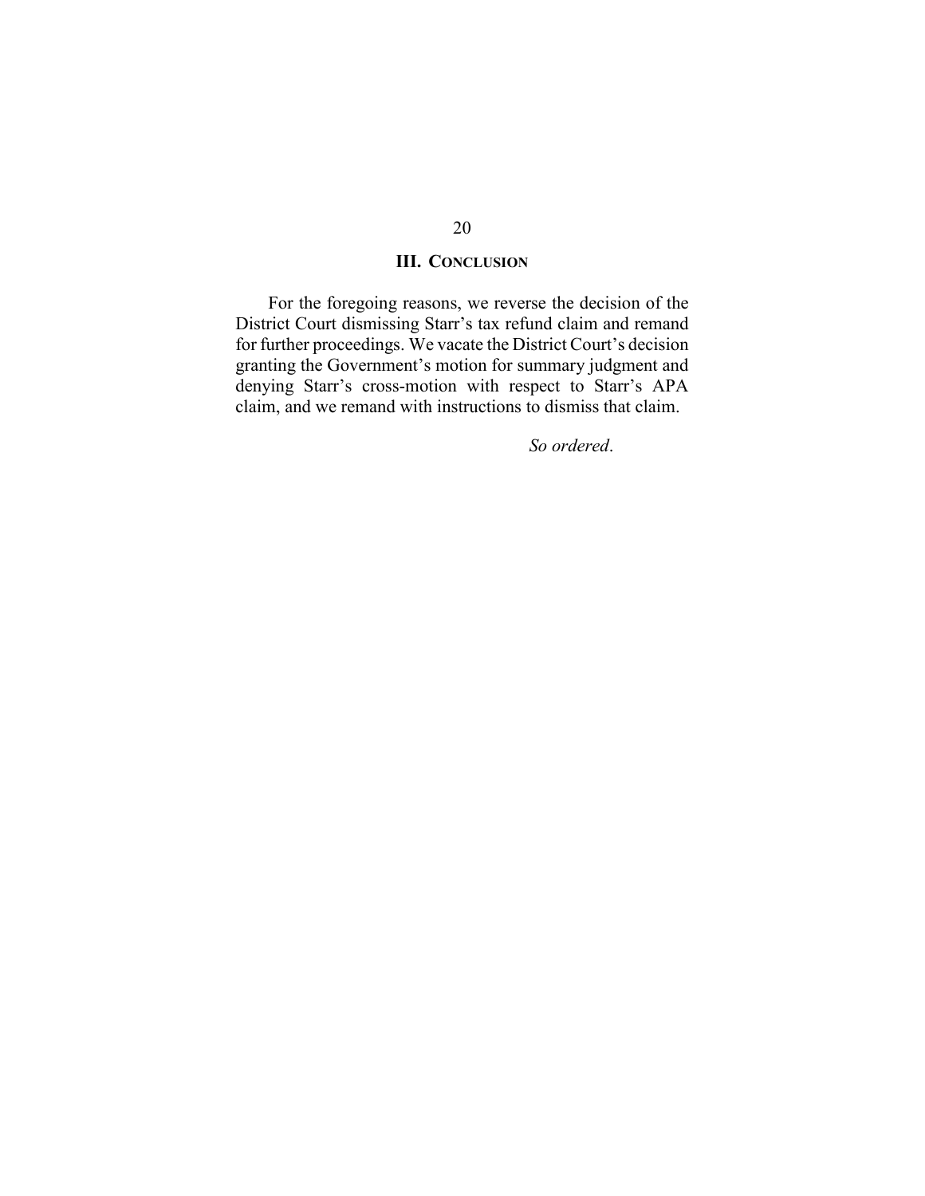## III. CONCLUSION

For the foregoing reasons, we reverse the decision of the District Court dismissing Starr's tax refund claim and remand for further proceedings. We vacate the District Court's decision granting the Government's motion for summary judgment and denying Starr's cross-motion with respect to Starr's APA claim, and we remand with instructions to dismiss that claim.

*So ordered*.